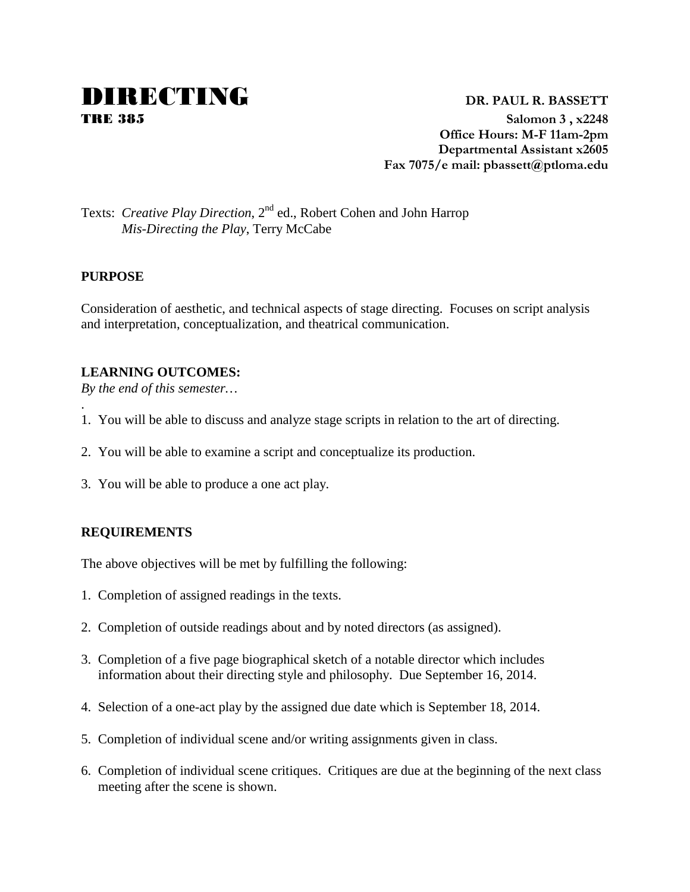# DIRECTING

**TRE 385**

**DR. PAUL R. BASSETT**
**Salomon 3 , x2248**
**Office Hours: M-F 11am-2pm**
**Departmental Assistant x2605**
**Fax 7075/e mail: pbassett@ptloma.edu**

Texts: *Creative Play Direction*, 2nd ed., Robert Cohen and John Harrop
*Mis-Directing the Play*, Terry McCabe

## PURPOSE

Consideration of aesthetic, and technical aspects of stage directing. Focuses on script analysis and interpretation, conceptualization, and theatrical communication.

## LEARNING OUTCOMES:

*By the end of this semester…*

.

1. You will be able to discuss and analyze stage scripts in relation to the art of directing.
2. You will be able to examine a script and conceptualize its production.
3. You will be able to produce a one act play.

## REQUIREMENTS

The above objectives will be met by fulfilling the following:

1. Completion of assigned readings in the texts.
2. Completion of outside readings about and by noted directors (as assigned).
3. Completion of a five page biographical sketch of a notable director which includes information about their directing style and philosophy. Due September 16, 2014.
4. Selection of a one-act play by the assigned due date which is September 18, 2014.
5. Completion of individual scene and/or writing assignments given in class.
6. Completion of individual scene critiques. Critiques are due at the beginning of the next class meeting after the scene is shown.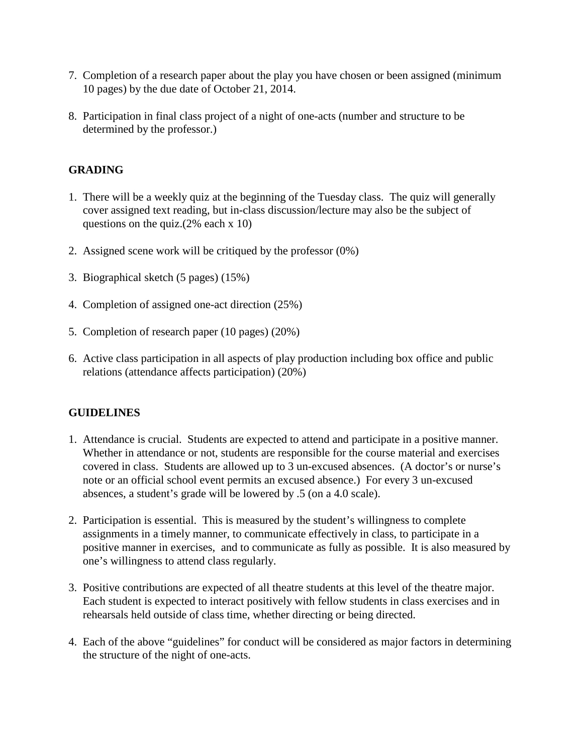7. Completion of a research paper about the play you have chosen or been assigned (minimum 10 pages) by the due date of October 21, 2014.

8. Participation in final class project of a night of one-acts (number and structure to be determined by the professor.)

**GRADING**

1. There will be a weekly quiz at the beginning of the Tuesday class. The quiz will generally cover assigned text reading, but in-class discussion/lecture may also be the subject of questions on the quiz.(2% each x 10)

2. Assigned scene work will be critiqued by the professor (0%)

3. Biographical sketch (5 pages) (15%)

4. Completion of assigned one-act direction (25%)

5. Completion of research paper (10 pages) (20%)

6. Active class participation in all aspects of play production including box office and public relations (attendance affects participation) (20%)

**GUIDELINES**

1. Attendance is crucial. Students are expected to attend and participate in a positive manner. Whether in attendance or not, students are responsible for the course material and exercises covered in class. Students are allowed up to 3 un-excused absences. (A doctor's or nurse's note or an official school event permits an excused absence.) For every 3 un-excused absences, a student's grade will be lowered by .5 (on a 4.0 scale).

2. Participation is essential. This is measured by the student's willingness to complete assignments in a timely manner, to communicate effectively in class, to participate in a positive manner in exercises, and to communicate as fully as possible. It is also measured by one's willingness to attend class regularly.

3. Positive contributions are expected of all theatre students at this level of the theatre major. Each student is expected to interact positively with fellow students in class exercises and in rehearsals held outside of class time, whether directing or being directed.

4. Each of the above "guidelines" for conduct will be considered as major factors in determining the structure of the night of one-acts.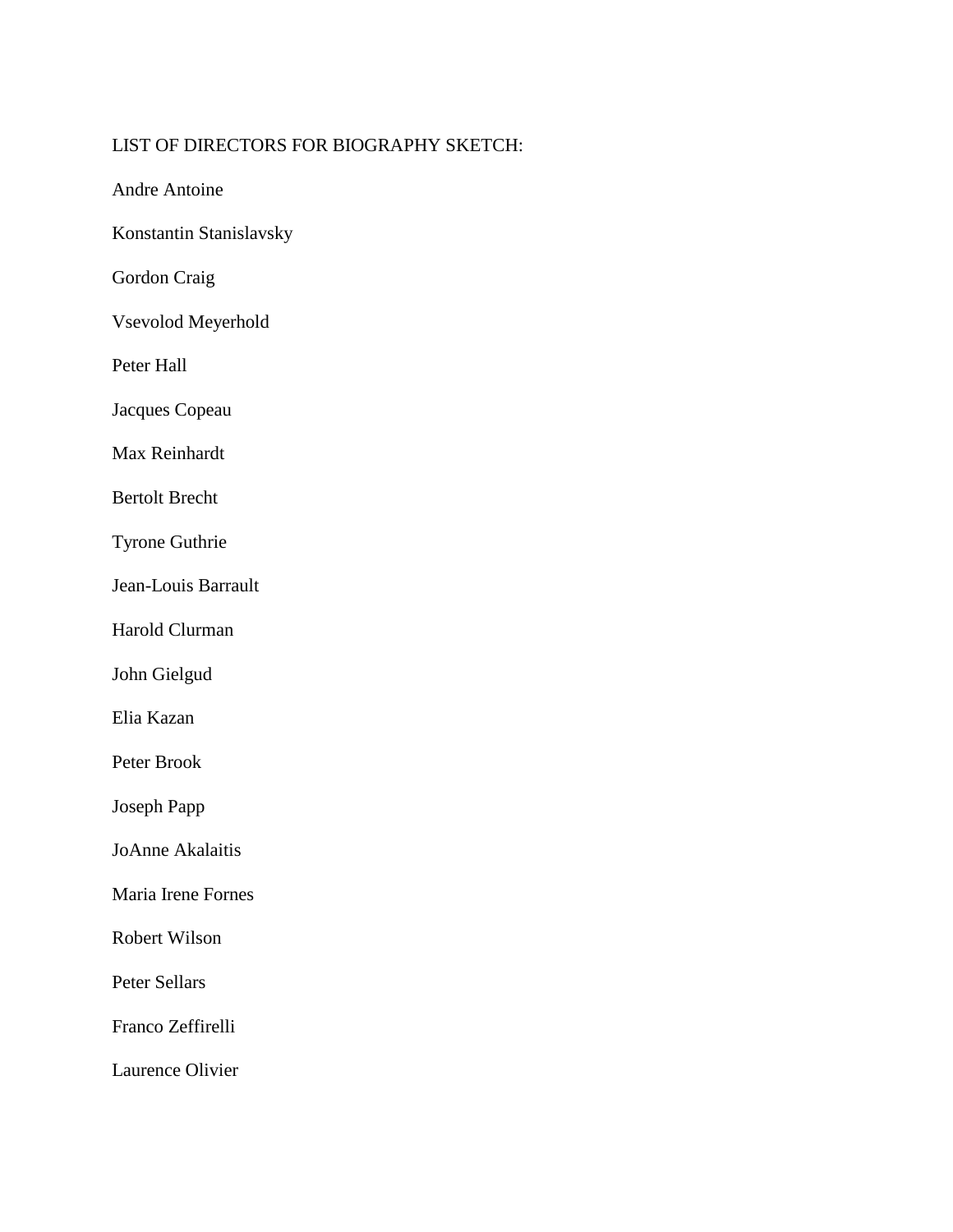LIST OF DIRECTORS FOR BIOGRAPHY SKETCH:

Andre Antoine

Konstantin Stanislavsky

Gordon Craig

Vsevolod Meyerhold

Peter Hall

Jacques Copeau

Max Reinhardt

Bertolt Brecht

Tyrone Guthrie

Jean-Louis Barrault

Harold Clurman

John Gielgud

Elia Kazan

Peter Brook

Joseph Papp

JoAnne Akalaitis

Maria Irene Fornes

Robert Wilson

Peter Sellars

Franco Zeffirelli

Laurence Olivier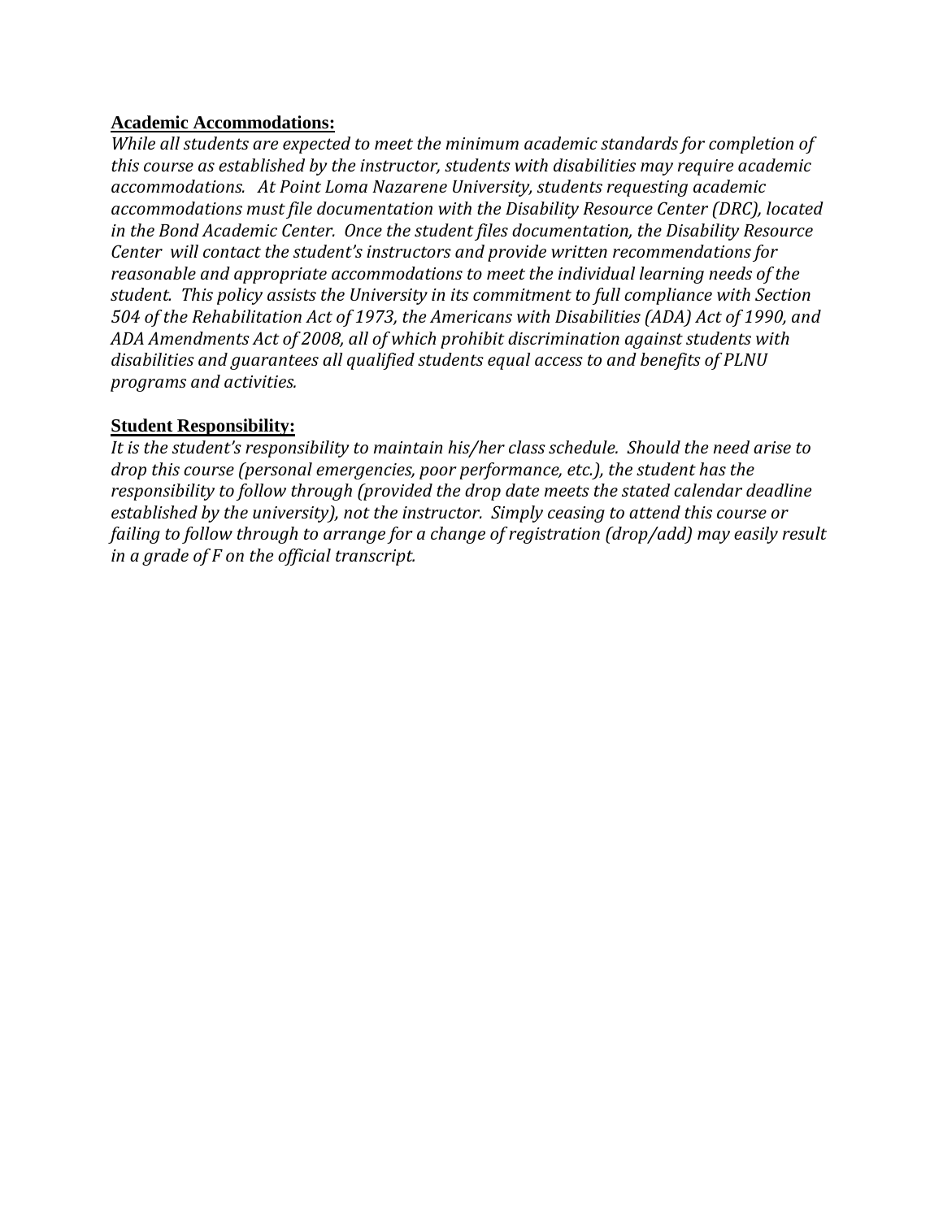**<u>Academic Accommodations:</u>**

*While all students are expected to meet the minimum academic standards for completion of this course as established by the instructor, students with disabilities may require academic accommodations. At Point Loma Nazarene University, students requesting academic accommodations must file documentation with the Disability Resource Center (DRC), located in the Bond Academic Center. Once the student files documentation, the Disability Resource Center will contact the student's instructors and provide written recommendations for reasonable and appropriate accommodations to meet the individual learning needs of the student. This policy assists the University in its commitment to full compliance with Section 504 of the Rehabilitation Act of 1973, the Americans with Disabilities (ADA) Act of 1990, and ADA Amendments Act of 2008, all of which prohibit discrimination against students with disabilities and guarantees all qualified students equal access to and benefits of PLNU programs and activities.*

**<u>Student Responsibility:</u>**

*It is the student's responsibility to maintain his/her class schedule. Should the need arise to drop this course (personal emergencies, poor performance, etc.), the student has the responsibility to follow through (provided the drop date meets the stated calendar deadline established by the university), not the instructor. Simply ceasing to attend this course or failing to follow through to arrange for a change of registration (drop/add) may easily result in a grade of F on the official transcript.*